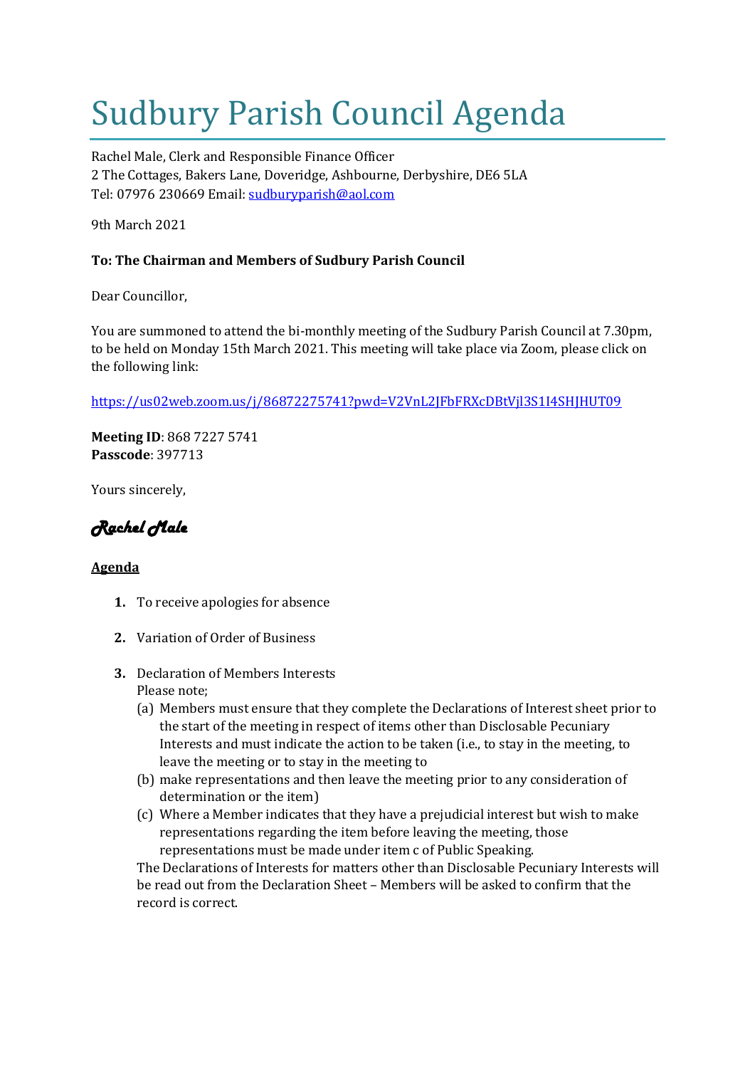# Sudbury Parish Council Agenda

Rachel Male, Clerk and Responsible Finance Officer
2 The Cottages, Bakers Lane, Doveridge, Ashbourne, Derbyshire, DE6 5LA
Tel: 07976 230669 Email: sudburyparish@aol.com

9th March 2021

**To: The Chairman and Members of Sudbury Parish Council**

Dear Councillor,

You are summoned to attend the bi-monthly meeting of the Sudbury Parish Council at 7.30pm, to be held on Monday 15th March 2021. This meeting will take place via Zoom, please click on the following link:

https://us02web.zoom.us/j/86872275741?pwd=V2VnL2JFbFRXcDBtVjl3S1I4SHJHUT09

**Meeting ID**: 868 7227 5741
**Passcode**: 397713

Yours sincerely,

*Rachel Male*

**Agenda**

1. To receive apologies for absence

2. Variation of Order of Business

3. Declaration of Members Interests
   Please note;
   (a) Members must ensure that they complete the Declarations of Interest sheet prior to the start of the meeting in respect of items other than Disclosable Pecuniary Interests and must indicate the action to be taken (i.e., to stay in the meeting, to leave the meeting or to stay in the meeting to
   (b) make representations and then leave the meeting prior to any consideration of determination or the item)
   (c) Where a Member indicates that they have a prejudicial interest but wish to make representations regarding the item before leaving the meeting, those representations must be made under item c of Public Speaking.

   The Declarations of Interests for matters other than Disclosable Pecuniary Interests will be read out from the Declaration Sheet – Members will be asked to confirm that the record is correct.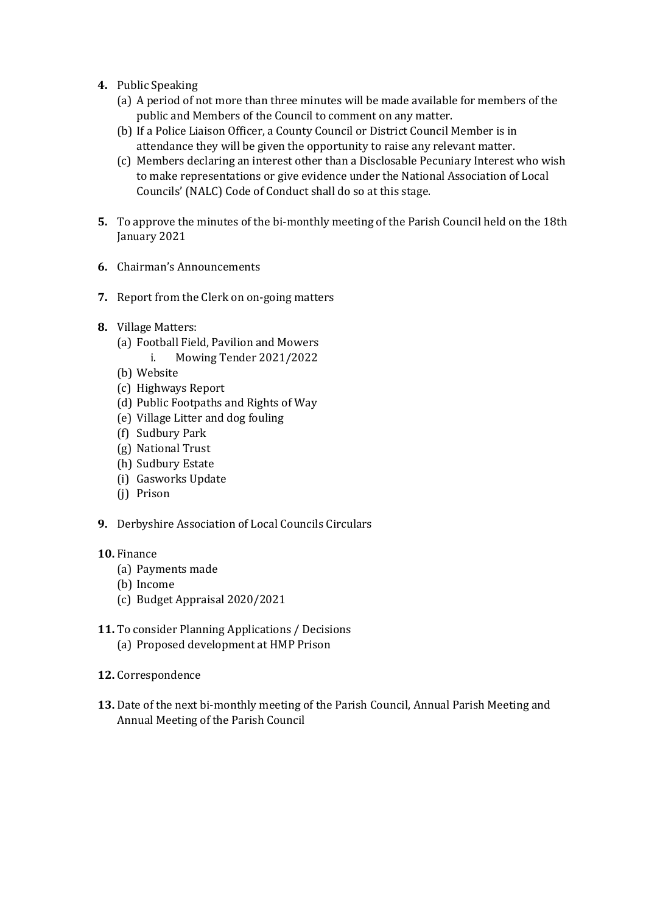4. Public Speaking
   (a) A period of not more than three minutes will be made available for members of the public and Members of the Council to comment on any matter.
   (b) If a Police Liaison Officer, a County Council or District Council Member is in attendance they will be given the opportunity to raise any relevant matter.
   (c) Members declaring an interest other than a Disclosable Pecuniary Interest who wish to make representations or give evidence under the National Association of Local Councils' (NALC) Code of Conduct shall do so at this stage.

5. To approve the minutes of the bi-monthly meeting of the Parish Council held on the 18th January 2021

6. Chairman's Announcements

7. Report from the Clerk on on-going matters

8. Village Matters:
   (a) Football Field, Pavilion and Mowers
      i. Mowing Tender 2021/2022
   (b) Website
   (c) Highways Report
   (d) Public Footpaths and Rights of Way
   (e) Village Litter and dog fouling
   (f) Sudbury Park
   (g) National Trust
   (h) Sudbury Estate
   (i) Gasworks Update
   (j) Prison

9. Derbyshire Association of Local Councils Circulars

10. Finance
    (a) Payments made
    (b) Income
    (c) Budget Appraisal 2020/2021

11. To consider Planning Applications / Decisions
    (a) Proposed development at HMP Prison

12. Correspondence

13. Date of the next bi-monthly meeting of the Parish Council, Annual Parish Meeting and Annual Meeting of the Parish Council